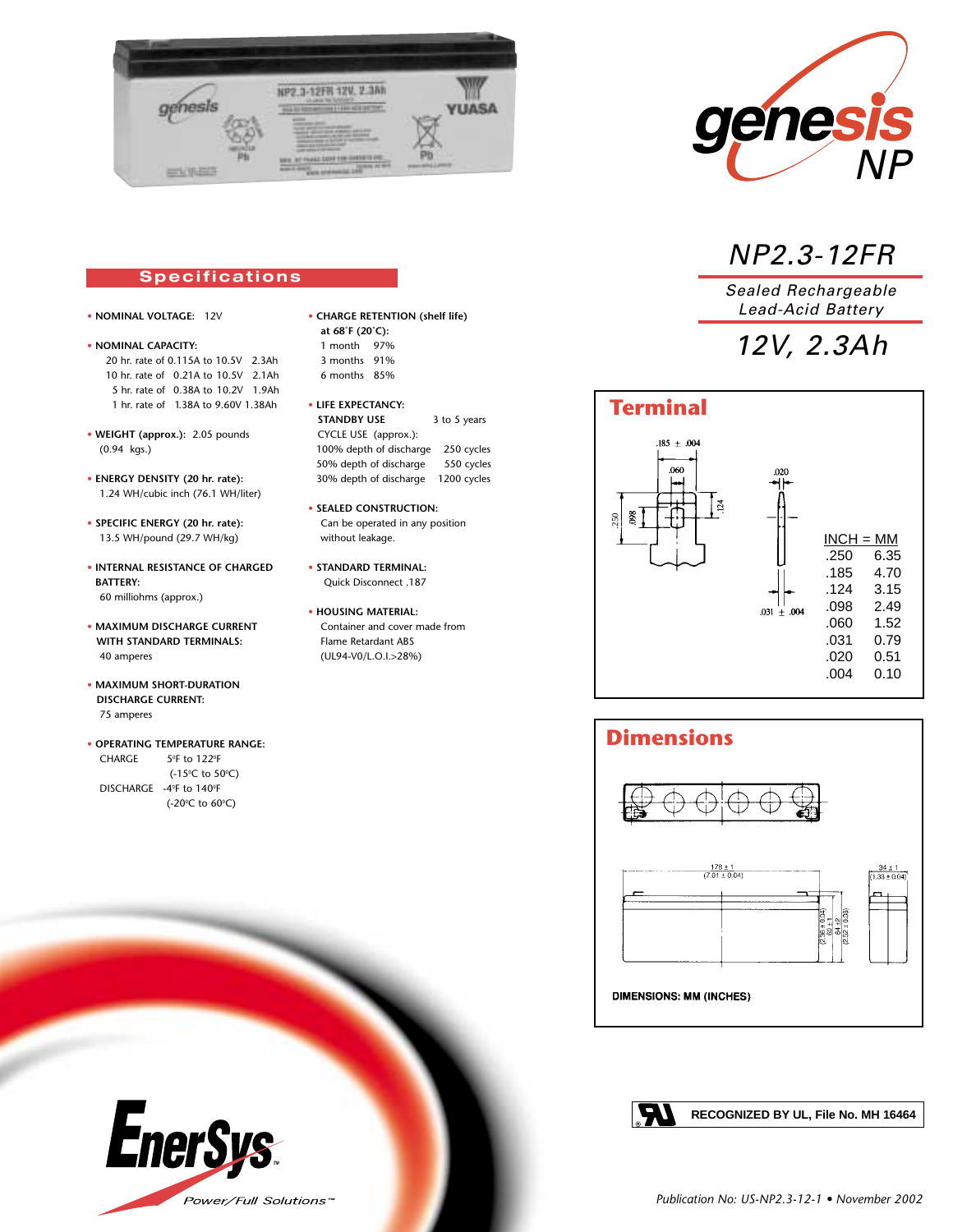# NP2.3-12FR

*Sealed Rechargeable Lead-Acid Battery*

## *12V, 2.3Ah*

## Specifications

- **NOMINAL VOLTAGE:** 12V
- **NOMINAL CAPACITY:**
  - 20 hr. rate of 0.115A to 10.5V 2.3Ah
  - 10 hr. rate of 0.21A to 10.5V 2.1Ah
  - 5 hr. rate of 0.38A to 10.2V 1.9Ah
  - 1 hr. rate of 1.38A to 9.60V 1.38Ah
- **WEIGHT (approx.):** 2.05 pounds (0.94 kgs.)
- **ENERGY DENSITY (20 hr. rate):** 1.24 WH/cubic inch (76.1 WH/liter)
- **SPECIFIC ENERGY (20 hr. rate):** 13.5 WH/pound (29.7 WH/kg)
- **INTERNAL RESISTANCE OF CHARGED BATTERY:** 60 milliohms (approx.)
- **MAXIMUM DISCHARGE CURRENT WITH STANDARD TERMINALS:** 40 amperes
- **MAXIMUM SHORT-DURATION DISCHARGE CURRENT:** 75 amperes
- **OPERATING TEMPERATURE RANGE:**
  - CHARGE 5ºF to 122ºF (-15ºC to 50ºC)
  - DISCHARGE -4ºF to 140ºF (-20ºC to 60ºC)
- **CHARGE RETENTION (shelf life) at 68˚F (20˚C):**
  - 1 month 97%
  - 3 months 91%
  - 6 months 85%
- **LIFE EXPECTANCY:**
  - **STANDBY USE** 3 to 5 years
  - CYCLE USE (approx.):
    - 100% depth of discharge 250 cycles
    - 50% depth of discharge 550 cycles
    - 30% depth of discharge 1200 cycles
- **SEALED CONSTRUCTION:** Can be operated in any position without leakage.
- **STANDARD TERMINAL:** Quick Disconnect .187
- **HOUSING MATERIAL:** Container and cover made from Flame Retardant ABS (UL94-V0/L.O.I.>28%)

## Terminal

.185 ± .004, .060, .124, .250, .098, .020, .031 ± .004

| INCH | MM |
|---|---|
| .250 | 6.35 |
| .185 | 4.70 |
| .124 | 3.15 |
| .098 | 2.49 |
| .060 | 1.52 |
| .031 | 0.79 |
| .020 | 0.51 |
| .004 | 0.10 |

## Dimensions

178 ± 1 (7.01 ± 0.04); 34 ± 1 (1.33 ± 0.04); 60 ± 1 (2.36 ± 0.04); 64 ± 2 (2.52 ± 0.08)

**DIMENSIONS: MM (INCHES)**

**RECOGNIZED BY UL, File No. MH 16464**

EnerSys Power/Full Solutions™

*Publication No: US-NP2.3-12-1 • November 2002*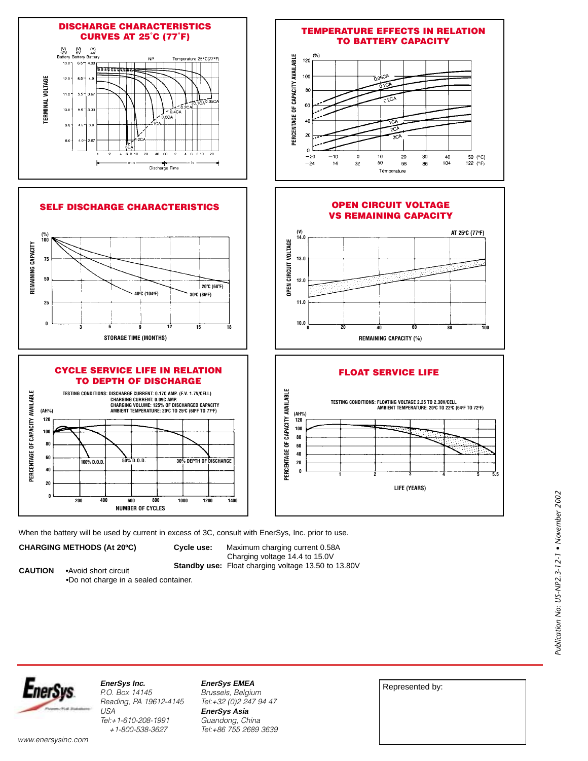## DISCHARGE CHARACTERISTICS CURVES AT 25˚C (77˚F)

(V) 12V Battery (V) 6V Battery (V) 4V Battery

NP Temperature 25°C(77°F)

13.0 6.5 4.33
12.0 6.0 4.0
11.0 5.5 3.67
10.0 5.0 3.33
9.0 4.5 3.0
8.0 4.0 2.67

TERMINAL VOLTAGE

0.05CA 0.1CA 0.2CA 0.4CA 0.6CA 1CA 2CA 3CA

1 2 4 6 8 10 20 40 60 2 4 6 8 10 20

min h

Discharge Time

## TEMPERATURE EFFECTS IN RELATION TO BATTERY CAPACITY

(%)
120 100 80 60 40 20 0

PERCENTAGE OF CAPACITY AVAILABLE

0.05CA 0.1CA 0.2CA 1CA 2CA 3CA

−20 −10 0 10 20 30 40 50 (°C)
−24 14 32 50 68 86 104 122 (°F)

Temperature

## SELF DISCHARGE CHARACTERISTICS

(%)
100 75 50 25 0

REMAINING CAPACITY

20°C (68°F) 40°C (104°F) 30°C (86°F)

3 6 9 12 15 18

STORAGE TIME (MONTHS)

## OPEN CIRCUIT VOLTAGE VS REMAINING CAPACITY

(V)
14.0 13.0 12.0 11.0 10.0

OPEN CIRCUIT VOLTAGE

AT 25°C (77°F)

0 20 40 60 80 100

REMAINING CAPACITY (%)

## CYCLE SERVICE LIFE IN RELATION TO DEPTH OF DISCHARGE

TESTING CONDITIONS: DISCHARGE CURRENT: 0.17C AMP. (F.V. 1.7V/CELL)
CHARGING CURRENT: 0.09C AMP.
CHARGING VOLUME: 125% OF DISCHARGED CAPACITY
AMBIENT TEMPERATURE: 20°C TO 25°C (68°F TO 77°F)

(AH%)
120 100 80 60 40 20 0

PERCENTAGE OF CAPACITY AVAILABLE

100% D.O.D. 50% D.O.D. 30% DEPTH OF DISCHARGE

200 400 600 800 1000 1200 1400

NUMBER OF CYCLES

## FLOAT SERVICE LIFE

TESTING CONDITIONS: FLOATING VOLTAGE 2.25 TO 2.30V/CELL
AMBIENT TEMPERATURE: 20°C TO 22°C (64°F TO 72°F)

(AH%)
120 100 80 60 40 20 0

PERCENTAGE OF CAPACITY AVAILABLE

1 2 3 4 5 5.5

LIFE (YEARS)

When the battery will be used by current in excess of 3C, consult with EnerSys, Inc. prior to use.

**CHARGING METHODS (At 20ºC)**

**Cycle use:** Maximum charging current 0.58A
Charging voltage 14.4 to 15.0V

**Standby use:** Float charging voltage 13.50 to 13.80V

**CAUTION**
- Avoid short circuit
- Do not charge in a sealed container.

*Publication No: US-NP2.3-12-1 • November 2002*

*www.enersysinc.com*

***EnerSys Inc.***
*P.O. Box 14145*
*Reading, PA 19612-4145*
*USA*
*Tel:+1-610-208-1991*
*+1-800-538-3627*

***EnerSys EMEA***
*Brussels, Belgium*
*Tel:+32 (0)2 247 94 47*

***EnerSys Asia***
*Guandong, China*
*Tel:+86 755 2689 3639*

Represented by: